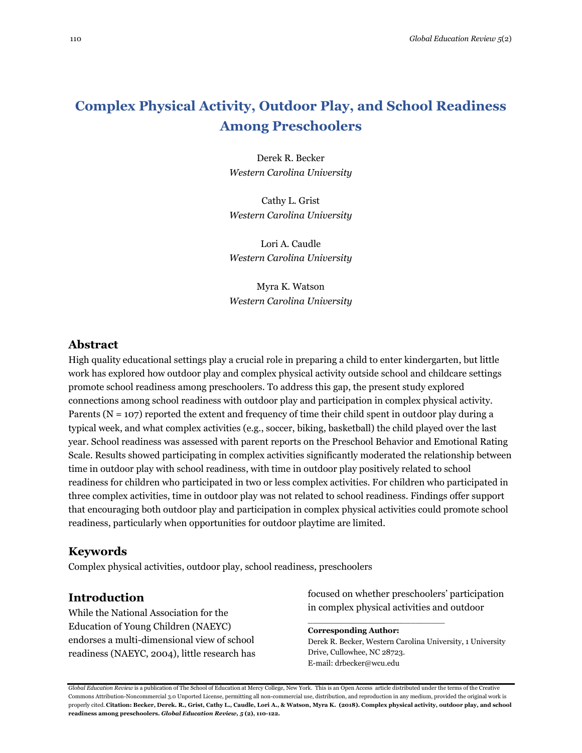# Complex Physical Activity, Outdoor Play, and School Readiness Among Preschoolers

Derek R. Becker
*Western Carolina University*

Cathy L. Grist
*Western Carolina University*

Lori A. Caudle
*Western Carolina University*

Myra K. Watson
*Western Carolina University*

## Abstract

High quality educational settings play a crucial role in preparing a child to enter kindergarten, but little work has explored how outdoor play and complex physical activity outside school and childcare settings promote school readiness among preschoolers. To address this gap, the present study explored connections among school readiness with outdoor play and participation in complex physical activity. Parents (N = 107) reported the extent and frequency of time their child spent in outdoor play during a typical week, and what complex activities (e.g., soccer, biking, basketball) the child played over the last year. School readiness was assessed with parent reports on the Preschool Behavior and Emotional Rating Scale. Results showed participating in complex activities significantly moderated the relationship between time in outdoor play with school readiness, with time in outdoor play positively related to school readiness for children who participated in two or less complex activities. For children who participated in three complex activities, time in outdoor play was not related to school readiness. Findings offer support that encouraging both outdoor play and participation in complex physical activities could promote school readiness, particularly when opportunities for outdoor playtime are limited.

## Keywords

Complex physical activities, outdoor play, school readiness, preschoolers

## Introduction

While the National Association for the Education of Young Children (NAEYC) endorses a multi-dimensional view of school readiness (NAEYC, 2004), little research has focused on whether preschoolers' participation in complex physical activities and outdoor

---

**Corresponding Author:**
Derek R. Becker, Western Carolina University, 1 University Drive, Cullowhee, NC 28723.
E-mail: drbecker@wcu.edu

*Global Education Review* is a publication of The School of Education at Mercy College, New York. This is an Open Access article distributed under the terms of the Creative Commons Attribution-Noncommercial 3.0 Unported License, permitting all non-commercial use, distribution, and reproduction in any medium, provided the original work is properly cited. **Citation: Becker, Derek. R., Grist, Cathy L., Caudle, Lori A., & Watson, Myra K. (2018). Complex physical activity, outdoor play, and school readiness among preschoolers. *Global Education Review*, *5* (2), 110-122.**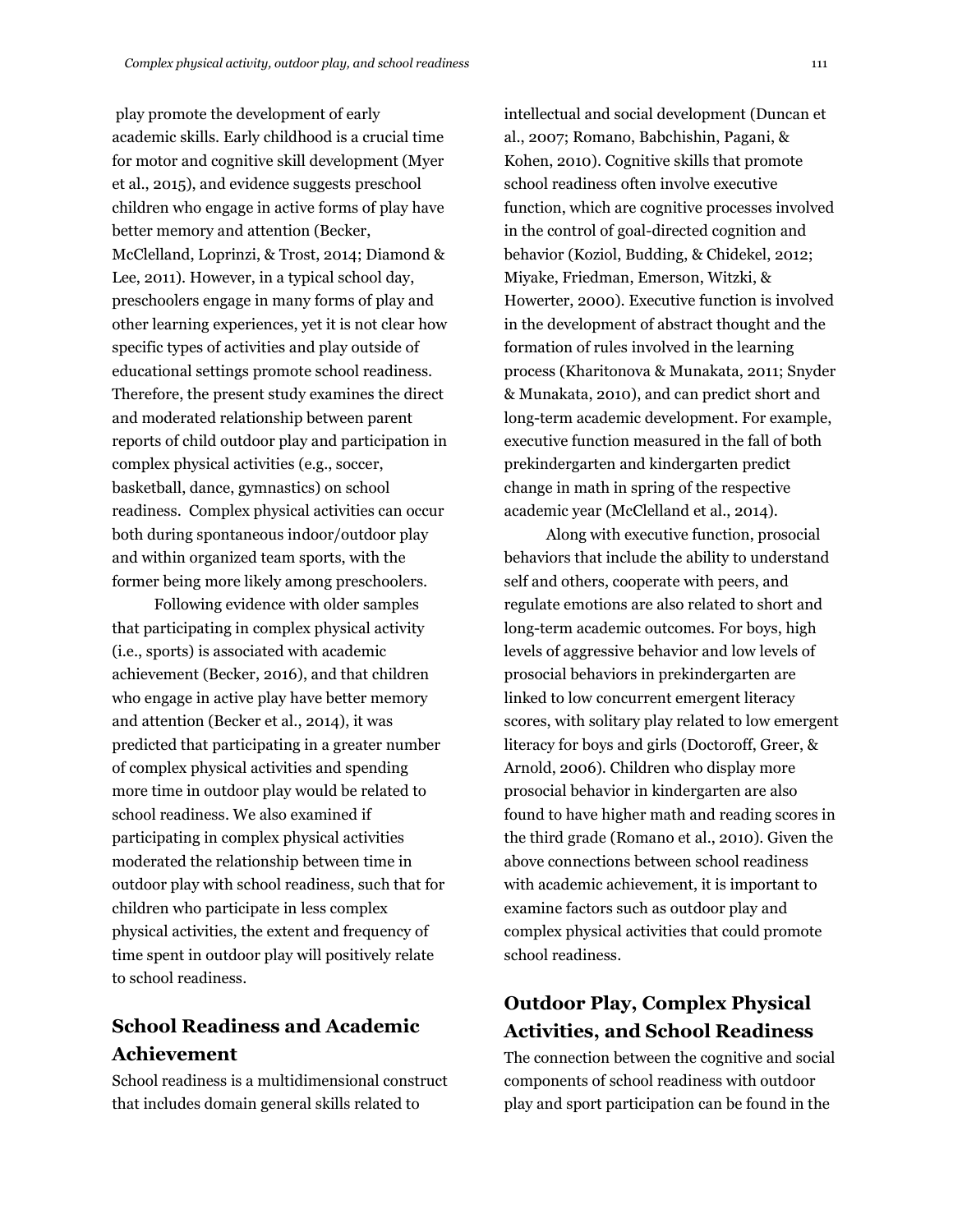play promote the development of early academic skills. Early childhood is a crucial time for motor and cognitive skill development (Myer et al., 2015), and evidence suggests preschool children who engage in active forms of play have better memory and attention (Becker, McClelland, Loprinzi, & Trost, 2014; Diamond & Lee, 2011). However, in a typical school day, preschoolers engage in many forms of play and other learning experiences, yet it is not clear how specific types of activities and play outside of educational settings promote school readiness. Therefore, the present study examines the direct and moderated relationship between parent reports of child outdoor play and participation in complex physical activities (e.g., soccer, basketball, dance, gymnastics) on school readiness. Complex physical activities can occur both during spontaneous indoor/outdoor play and within organized team sports, with the former being more likely among preschoolers.

Following evidence with older samples that participating in complex physical activity (i.e., sports) is associated with academic achievement (Becker, 2016), and that children who engage in active play have better memory and attention (Becker et al., 2014), it was predicted that participating in a greater number of complex physical activities and spending more time in outdoor play would be related to school readiness. We also examined if participating in complex physical activities moderated the relationship between time in outdoor play with school readiness, such that for children who participate in less complex physical activities, the extent and frequency of time spent in outdoor play will positively relate to school readiness.

## School Readiness and Academic Achievement

School readiness is a multidimensional construct that includes domain general skills related to intellectual and social development (Duncan et al., 2007; Romano, Babchishin, Pagani, & Kohen, 2010). Cognitive skills that promote school readiness often involve executive function, which are cognitive processes involved in the control of goal-directed cognition and behavior (Koziol, Budding, & Chidekel, 2012; Miyake, Friedman, Emerson, Witzki, & Howerter, 2000). Executive function is involved in the development of abstract thought and the formation of rules involved in the learning process (Kharitonova & Munakata, 2011; Snyder & Munakata, 2010), and can predict short and long-term academic development. For example, executive function measured in the fall of both prekindergarten and kindergarten predict change in math in spring of the respective academic year (McClelland et al., 2014).

Along with executive function, prosocial behaviors that include the ability to understand self and others, cooperate with peers, and regulate emotions are also related to short and long-term academic outcomes. For boys, high levels of aggressive behavior and low levels of prosocial behaviors in prekindergarten are linked to low concurrent emergent literacy scores, with solitary play related to low emergent literacy for boys and girls (Doctoroff, Greer, & Arnold, 2006). Children who display more prosocial behavior in kindergarten are also found to have higher math and reading scores in the third grade (Romano et al., 2010). Given the above connections between school readiness with academic achievement, it is important to examine factors such as outdoor play and complex physical activities that could promote school readiness.

## Outdoor Play, Complex Physical Activities, and School Readiness

The connection between the cognitive and social components of school readiness with outdoor play and sport participation can be found in the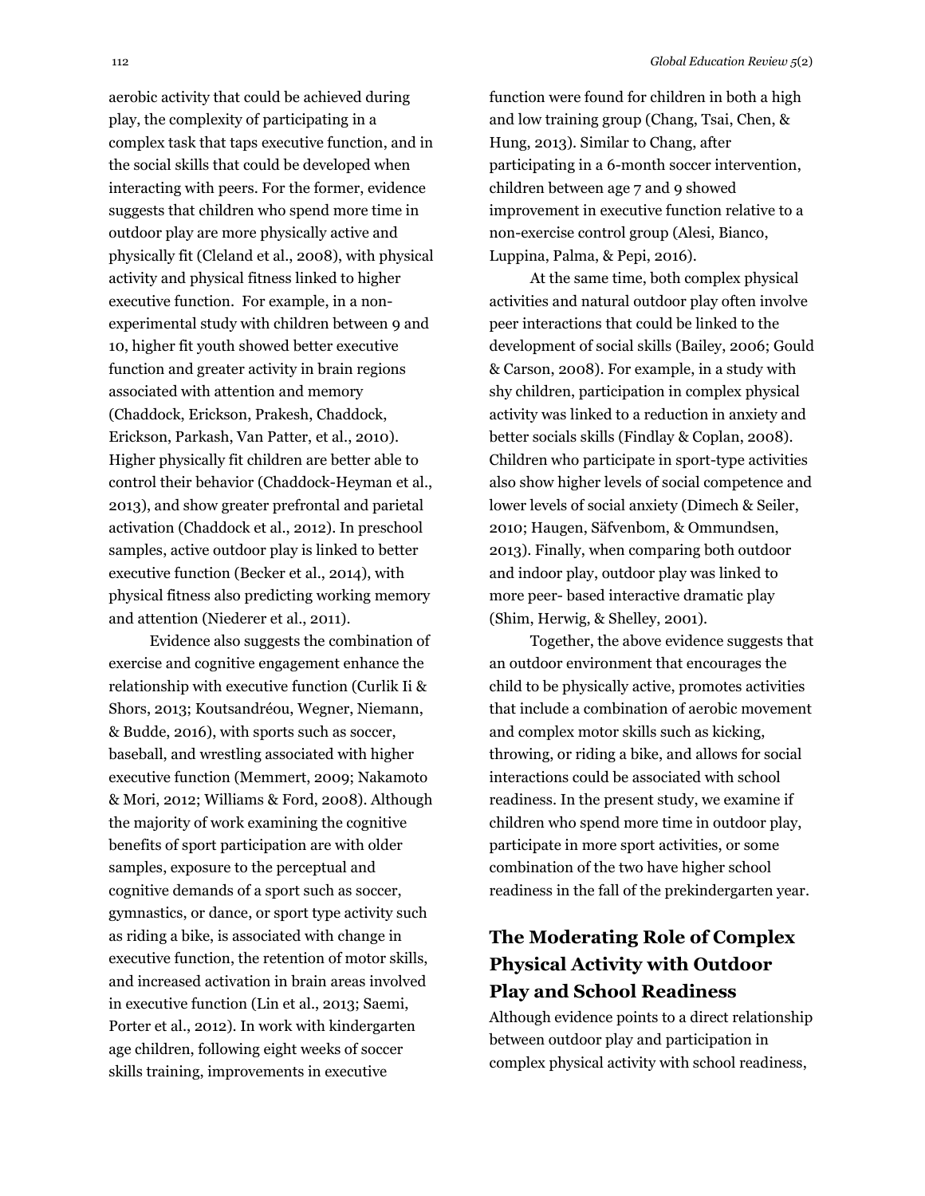aerobic activity that could be achieved during play, the complexity of participating in a complex task that taps executive function, and in the social skills that could be developed when interacting with peers. For the former, evidence suggests that children who spend more time in outdoor play are more physically active and physically fit (Cleland et al., 2008), with physical activity and physical fitness linked to higher executive function. For example, in a non-experimental study with children between 9 and 10, higher fit youth showed better executive function and greater activity in brain regions associated with attention and memory (Chaddock, Erickson, Prakesh, Chaddock, Erickson, Parkash, Van Patter, et al., 2010). Higher physically fit children are better able to control their behavior (Chaddock-Heyman et al., 2013), and show greater prefrontal and parietal activation (Chaddock et al., 2012). In preschool samples, active outdoor play is linked to better executive function (Becker et al., 2014), with physical fitness also predicting working memory and attention (Niederer et al., 2011).

Evidence also suggests the combination of exercise and cognitive engagement enhance the relationship with executive function (Curlik Ii & Shors, 2013; Koutsandréou, Wegner, Niemann, & Budde, 2016), with sports such as soccer, baseball, and wrestling associated with higher executive function (Memmert, 2009; Nakamoto & Mori, 2012; Williams & Ford, 2008). Although the majority of work examining the cognitive benefits of sport participation are with older samples, exposure to the perceptual and cognitive demands of a sport such as soccer, gymnastics, or dance, or sport type activity such as riding a bike, is associated with change in executive function, the retention of motor skills, and increased activation in brain areas involved in executive function (Lin et al., 2013; Saemi, Porter et al., 2012). In work with kindergarten age children, following eight weeks of soccer skills training, improvements in executive function were found for children in both a high and low training group (Chang, Tsai, Chen, & Hung, 2013). Similar to Chang, after participating in a 6-month soccer intervention, children between age 7 and 9 showed improvement in executive function relative to a non-exercise control group (Alesi, Bianco, Luppina, Palma, & Pepi, 2016).

At the same time, both complex physical activities and natural outdoor play often involve peer interactions that could be linked to the development of social skills (Bailey, 2006; Gould & Carson, 2008). For example, in a study with shy children, participation in complex physical activity was linked to a reduction in anxiety and better socials skills (Findlay & Coplan, 2008). Children who participate in sport-type activities also show higher levels of social competence and lower levels of social anxiety (Dimech & Seiler, 2010; Haugen, Säfvenbom, & Ommundsen, 2013). Finally, when comparing both outdoor and indoor play, outdoor play was linked to more peer- based interactive dramatic play (Shim, Herwig, & Shelley, 2001).

Together, the above evidence suggests that an outdoor environment that encourages the child to be physically active, promotes activities that include a combination of aerobic movement and complex motor skills such as kicking, throwing, or riding a bike, and allows for social interactions could be associated with school readiness. In the present study, we examine if children who spend more time in outdoor play, participate in more sport activities, or some combination of the two have higher school readiness in the fall of the prekindergarten year.

## The Moderating Role of Complex Physical Activity with Outdoor Play and School Readiness

Although evidence points to a direct relationship between outdoor play and participation in complex physical activity with school readiness,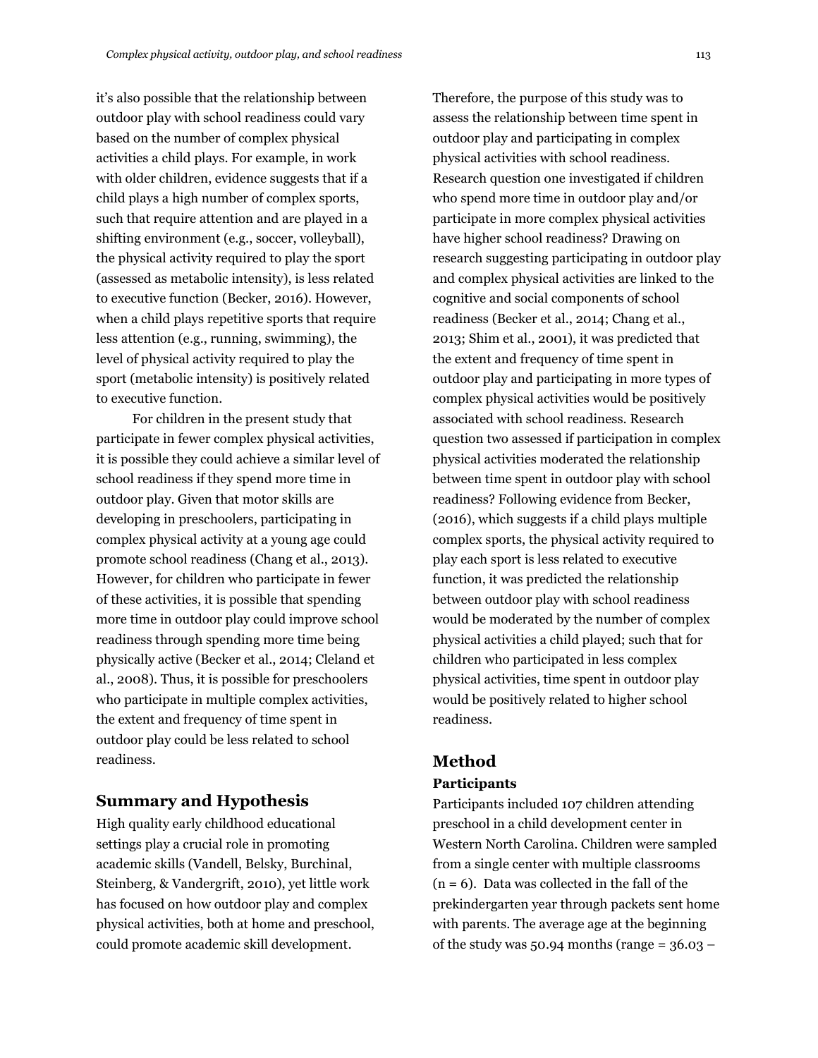it's also possible that the relationship between outdoor play with school readiness could vary based on the number of complex physical activities a child plays. For example, in work with older children, evidence suggests that if a child plays a high number of complex sports, such that require attention and are played in a shifting environment (e.g., soccer, volleyball), the physical activity required to play the sport (assessed as metabolic intensity), is less related to executive function (Becker, 2016). However, when a child plays repetitive sports that require less attention (e.g., running, swimming), the level of physical activity required to play the sport (metabolic intensity) is positively related to executive function.

For children in the present study that participate in fewer complex physical activities, it is possible they could achieve a similar level of school readiness if they spend more time in outdoor play. Given that motor skills are developing in preschoolers, participating in complex physical activity at a young age could promote school readiness (Chang et al., 2013). However, for children who participate in fewer of these activities, it is possible that spending more time in outdoor play could improve school readiness through spending more time being physically active (Becker et al., 2014; Cleland et al., 2008). Thus, it is possible for preschoolers who participate in multiple complex activities, the extent and frequency of time spent in outdoor play could be less related to school readiness.

## Summary and Hypothesis

High quality early childhood educational settings play a crucial role in promoting academic skills (Vandell, Belsky, Burchinal, Steinberg, & Vandergrift, 2010), yet little work has focused on how outdoor play and complex physical activities, both at home and preschool, could promote academic skill development.

Therefore, the purpose of this study was to assess the relationship between time spent in outdoor play and participating in complex physical activities with school readiness. Research question one investigated if children who spend more time in outdoor play and/or participate in more complex physical activities have higher school readiness? Drawing on research suggesting participating in outdoor play and complex physical activities are linked to the cognitive and social components of school readiness (Becker et al., 2014; Chang et al., 2013; Shim et al., 2001), it was predicted that the extent and frequency of time spent in outdoor play and participating in more types of complex physical activities would be positively associated with school readiness. Research question two assessed if participation in complex physical activities moderated the relationship between time spent in outdoor play with school readiness? Following evidence from Becker, (2016), which suggests if a child plays multiple complex sports, the physical activity required to play each sport is less related to executive function, it was predicted the relationship between outdoor play with school readiness would be moderated by the number of complex physical activities a child played; such that for children who participated in less complex physical activities, time spent in outdoor play would be positively related to higher school readiness.

## Method

### Participants

Participants included 107 children attending preschool in a child development center in Western North Carolina. Children were sampled from a single center with multiple classrooms (n = 6). Data was collected in the fall of the prekindergarten year through packets sent home with parents. The average age at the beginning of the study was 50.94 months (range = 36.03 –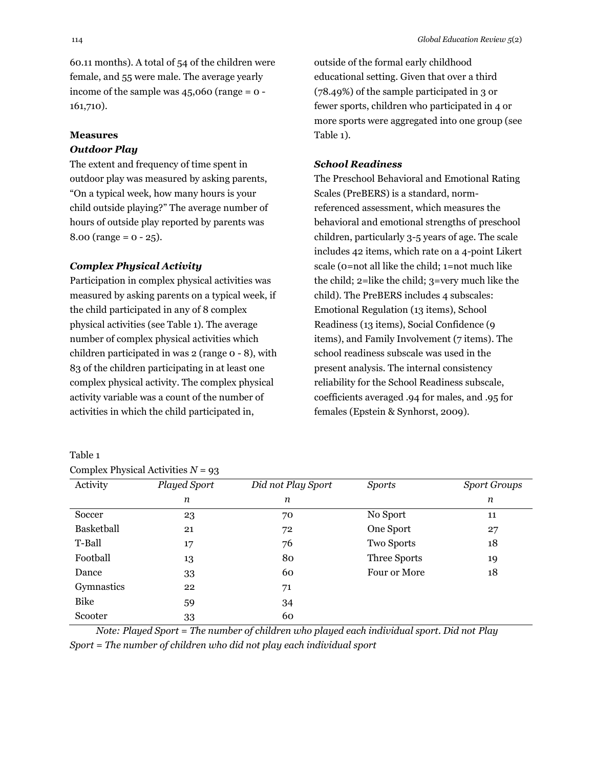60.11 months). A total of 54 of the children were female, and 55 were male. The average yearly income of the sample was 45,060 (range = 0 - 161,710).

## Measures

### *Outdoor Play*

The extent and frequency of time spent in outdoor play was measured by asking parents, "On a typical week, how many hours is your child outside playing?" The average number of hours of outside play reported by parents was 8.00 (range = 0 - 25).

### *Complex Physical Activity*

Participation in complex physical activities was measured by asking parents on a typical week, if the child participated in any of 8 complex physical activities (see Table 1). The average number of complex physical activities which children participated in was 2 (range 0 - 8), with 83 of the children participating in at least one complex physical activity. The complex physical activity variable was a count of the number of activities in which the child participated in, outside of the formal early childhood educational setting. Given that over a third (78.49%) of the sample participated in 3 or fewer sports, children who participated in 4 or more sports were aggregated into one group (see Table 1).

### *School Readiness*

The Preschool Behavioral and Emotional Rating Scales (PreBERS) is a standard, norm-referenced assessment, which measures the behavioral and emotional strengths of preschool children, particularly 3-5 years of age. The scale includes 42 items, which rate on a 4-point Likert scale (0=not all like the child; 1=not much like the child; 2=like the child; 3=very much like the child). The PreBERS includes 4 subscales: Emotional Regulation (13 items), School Readiness (13 items), Social Confidence (9 items), and Family Involvement (7 items). The school readiness subscale was used in the present analysis. The internal consistency reliability for the School Readiness subscale, coefficients averaged .94 for males, and .95 for females (Epstein & Synhorst, 2009).

Table 1

Complex Physical Activities *N* = 93

| Activity | *Played Sport* | *Did not Play Sport* | *Sports* | *Sport Groups* |
|---|---|---|---|---|
| | *n* | *n* | | *n* |
| Soccer | 23 | 70 | No Sport | 11 |
| Basketball | 21 | 72 | One Sport | 27 |
| T-Ball | 17 | 76 | Two Sports | 18 |
| Football | 13 | 80 | Three Sports | 19 |
| Dance | 33 | 60 | Four or More | 18 |
| Gymnastics | 22 | 71 | | |
| Bike | 59 | 34 | | |
| Scooter | 33 | 60 | | |

*Note: Played Sport = The number of children who played each individual sport. Did not Play Sport = The number of children who did not play each individual sport*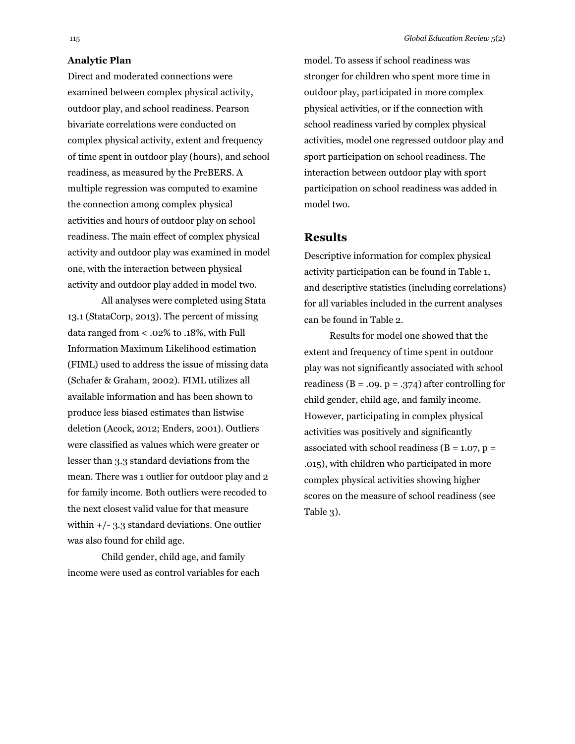### Analytic Plan

Direct and moderated connections were examined between complex physical activity, outdoor play, and school readiness. Pearson bivariate correlations were conducted on complex physical activity, extent and frequency of time spent in outdoor play (hours), and school readiness, as measured by the PreBERS. A multiple regression was computed to examine the connection among complex physical activities and hours of outdoor play on school readiness. The main effect of complex physical activity and outdoor play was examined in model one, with the interaction between physical activity and outdoor play added in model two.

All analyses were completed using Stata 13.1 (StataCorp, 2013). The percent of missing data ranged from < .02% to .18%, with Full Information Maximum Likelihood estimation (FIML) used to address the issue of missing data (Schafer & Graham, 2002). FIML utilizes all available information and has been shown to produce less biased estimates than listwise deletion (Acock, 2012; Enders, 2001). Outliers were classified as values which were greater or lesser than 3.3 standard deviations from the mean. There was 1 outlier for outdoor play and 2 for family income. Both outliers were recoded to the next closest valid value for that measure within +/- 3.3 standard deviations. One outlier was also found for child age.

Child gender, child age, and family income were used as control variables for each model. To assess if school readiness was stronger for children who spent more time in outdoor play, participated in more complex physical activities, or if the connection with school readiness varied by complex physical activities, model one regressed outdoor play and sport participation on school readiness. The interaction between outdoor play with sport participation on school readiness was added in model two.

## Results

Descriptive information for complex physical activity participation can be found in Table 1, and descriptive statistics (including correlations) for all variables included in the current analyses can be found in Table 2.

Results for model one showed that the extent and frequency of time spent in outdoor play was not significantly associated with school readiness ($B = .09$. $p = .374$) after controlling for child gender, child age, and family income. However, participating in complex physical activities was positively and significantly associated with school readiness ($B = 1.07$, $p = .015$), with children who participated in more complex physical activities showing higher scores on the measure of school readiness (see Table 3).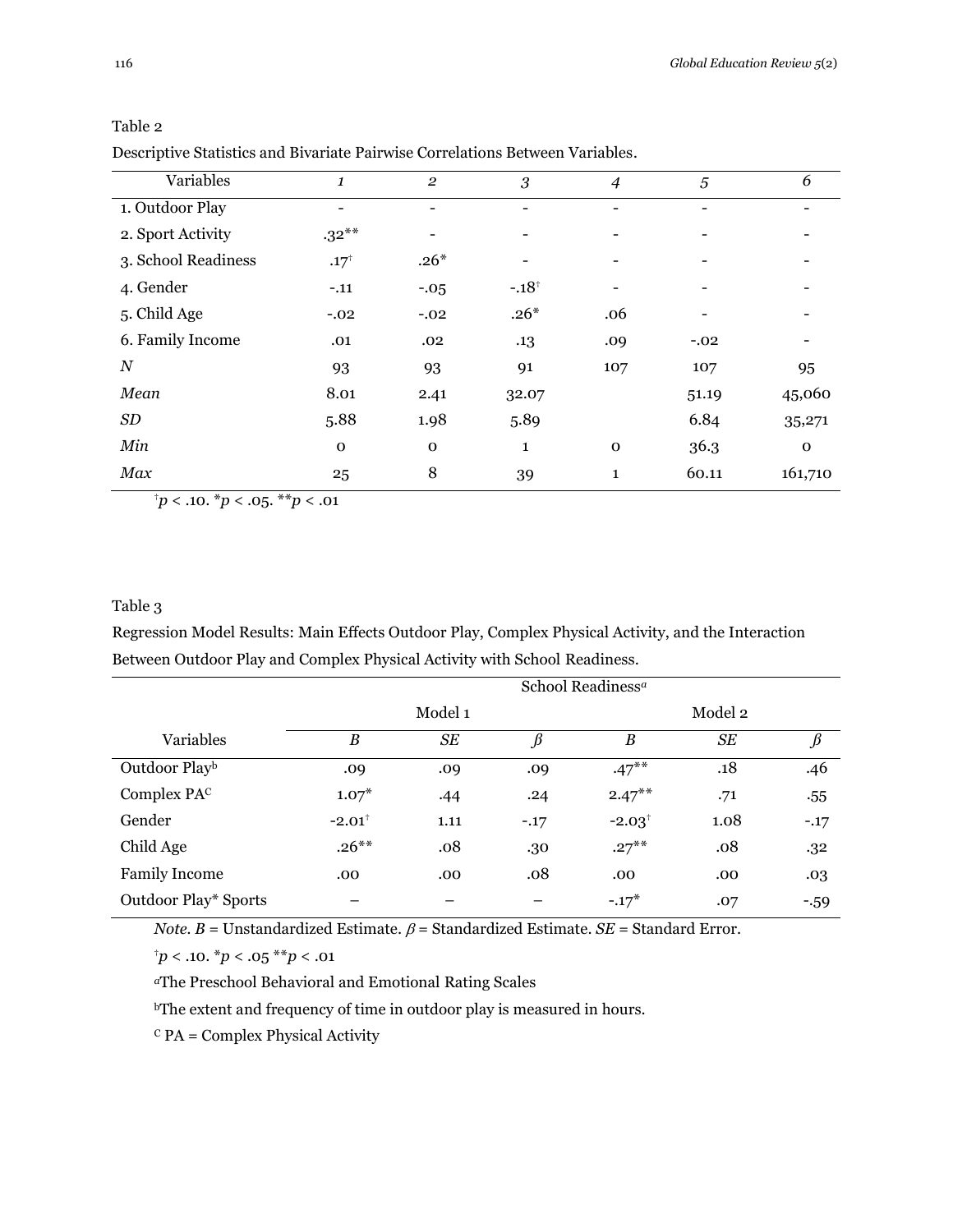Table 2

Descriptive Statistics and Bivariate Pairwise Correlations Between Variables.

| Variables | *1* | *2* | *3* | *4* | *5* | *6* |
|---|---|---|---|---|---|---|
| 1. Outdoor Play | - | - | - | - | - | - |
| 2. Sport Activity | .32** | - | - | - | - | - |
| 3. School Readiness | .17† | .26* | - | - | - | - |
| 4. Gender | -.11 | -.05 | -.18† | - | - | - |
| 5. Child Age | -.02 | -.02 | .26* | .06 | - | - |
| 6. Family Income | .01 | .02 | .13 | .09 | -.02 | - |
| *N* | 93 | 93 | 91 | 107 | 107 | 95 |
| *Mean* | 8.01 | 2.41 | 32.07 | | 51.19 | 45,060 |
| *SD* | 5.88 | 1.98 | 5.89 | | 6.84 | 35,271 |
| *Min* | 0 | 0 | 1 | 0 | 36.3 | 0 |
| *Max* | 25 | 8 | 39 | 1 | 60.11 | 161,710 |

†$p < .10$. *$p < .05$. **$p < .01$

Table 3

Regression Model Results: Main Effects Outdoor Play, Complex Physical Activity, and the Interaction Between Outdoor Play and Complex Physical Activity with School Readiness.

| | School Readiness[a] | | | | | |
|---|---|---|---|---|---|---|
| | Model 1 | | | Model 2 | | |
| Variables | *B* | *SE* | *β* | *B* | *SE* | *β* |
| Outdoor Play[b] | .09 | .09 | .09 | .47** | .18 | .46 |
| Complex PA[C] | 1.07* | .44 | .24 | 2.47** | .71 | .55 |
| Gender | -2.01† | 1.11 | -.17 | -2.03† | 1.08 | -.17 |
| Child Age | .26** | .08 | .30 | .27** | .08 | .32 |
| Family Income | .00 | .00 | .08 | .00 | .00 | .03 |
| Outdoor Play* Sports | – | – | – | -.17* | .07 | -.59 |

*Note. B* = Unstandardized Estimate. *β* = Standardized Estimate. *SE* = Standard Error.

†$p < .10$. *$p < .05$ **$p < .01$

[a]The Preschool Behavioral and Emotional Rating Scales

[b]The extent and frequency of time in outdoor play is measured in hours.

[C] PA = Complex Physical Activity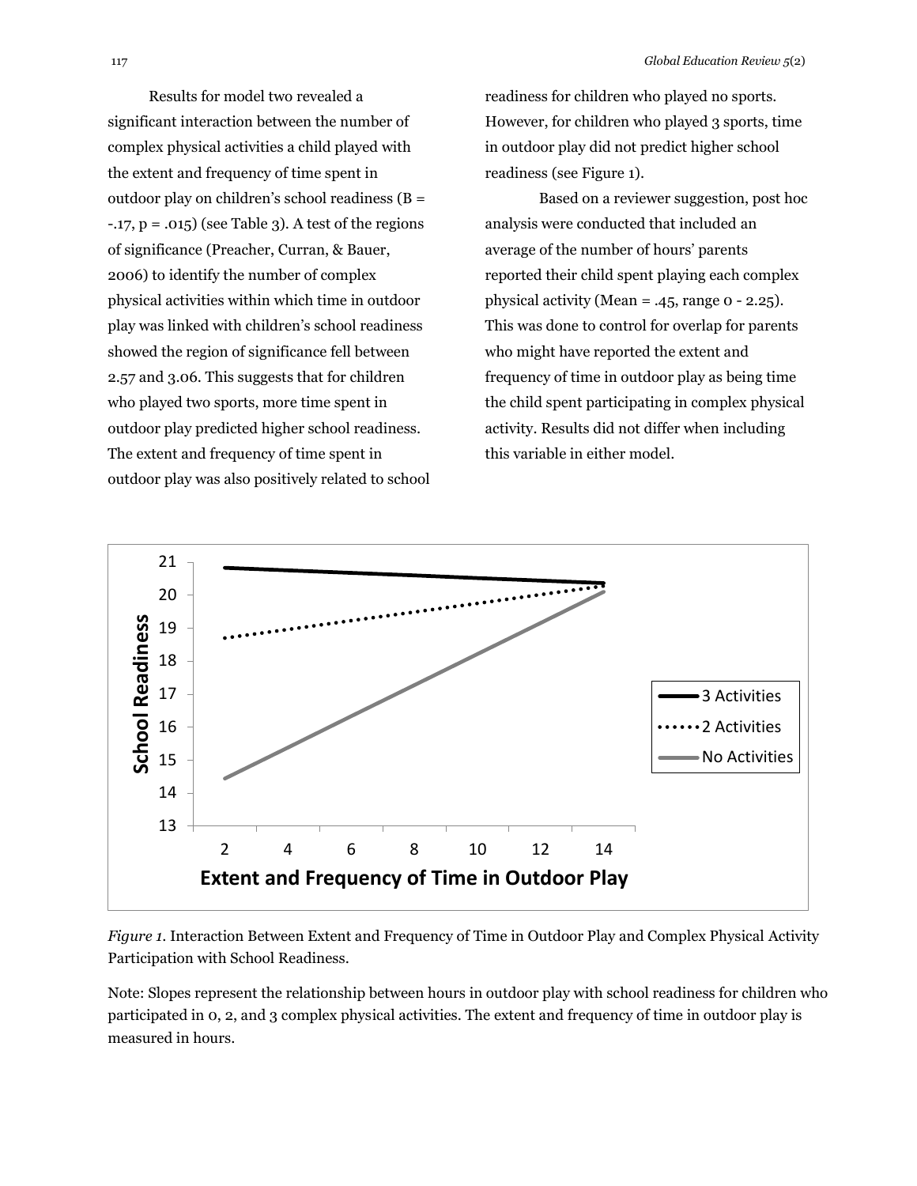Results for model two revealed a significant interaction between the number of complex physical activities a child played with the extent and frequency of time spent in outdoor play on children's school readiness ($B = -.17$, $p = .015$) (see Table 3). A test of the regions of significance (Preacher, Curran, & Bauer, 2006) to identify the number of complex physical activities within which time in outdoor play was linked with children's school readiness showed the region of significance fell between 2.57 and 3.06. This suggests that for children who played two sports, more time spent in outdoor play predicted higher school readiness. The extent and frequency of time spent in outdoor play was also positively related to school readiness for children who played no sports. However, for children who played 3 sports, time in outdoor play did not predict higher school readiness (see Figure 1).

Based on a reviewer suggestion, post hoc analysis were conducted that included an average of the number of hours' parents reported their child spent playing each complex physical activity (Mean = .45, range 0 - 2.25). This was done to control for overlap for parents who might have reported the extent and frequency of time in outdoor play as being time the child spent participating in complex physical activity. Results did not differ when including this variable in either model.

School Readiness

21
20
19
18
17
16
15
14
13

2 4 6 8 10 12 14

Extent and Frequency of Time in Outdoor Play

3 Activities
2 Activities
No Activities

*Figure 1.* Interaction Between Extent and Frequency of Time in Outdoor Play and Complex Physical Activity Participation with School Readiness.

Note: Slopes represent the relationship between hours in outdoor play with school readiness for children who participated in 0, 2, and 3 complex physical activities. The extent and frequency of time in outdoor play is measured in hours.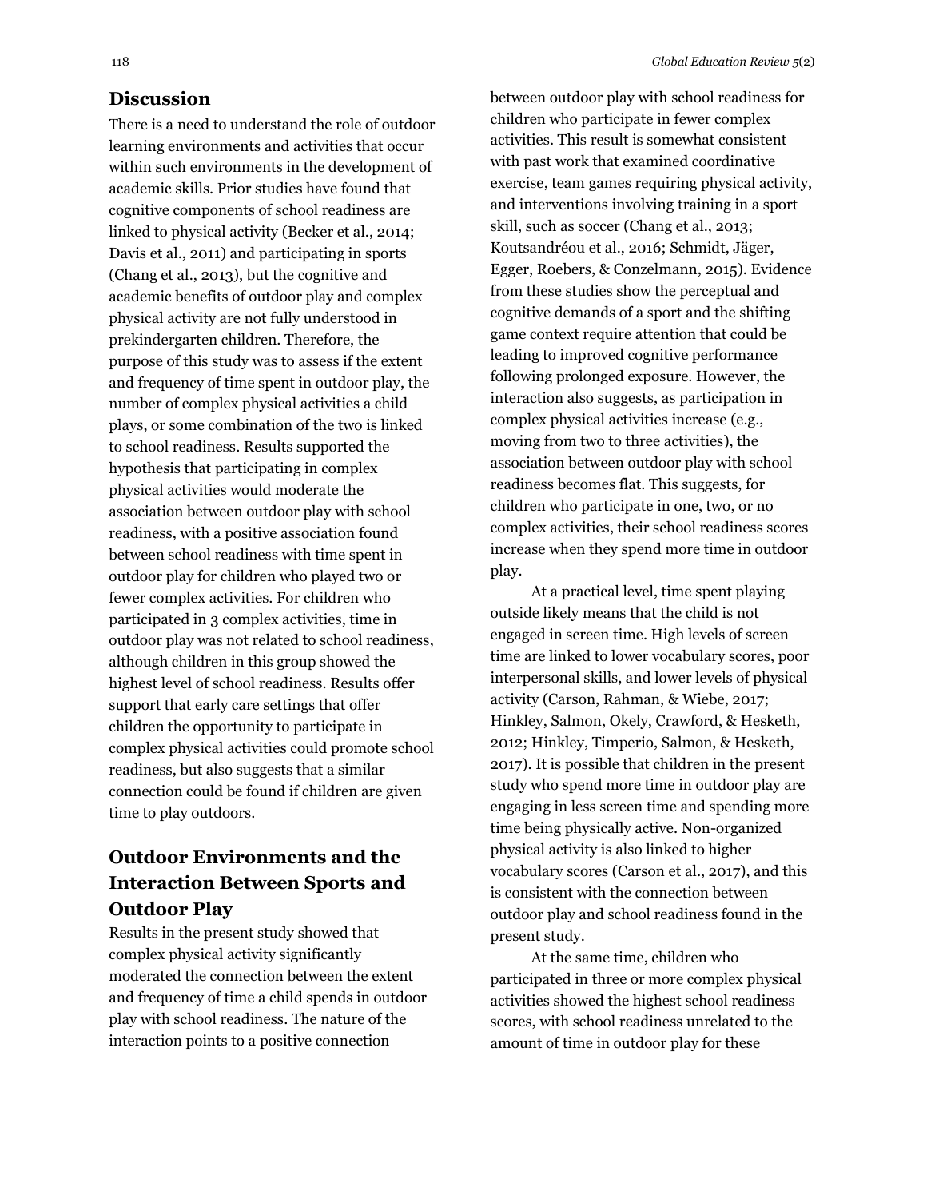## Discussion

There is a need to understand the role of outdoor learning environments and activities that occur within such environments in the development of academic skills. Prior studies have found that cognitive components of school readiness are linked to physical activity (Becker et al., 2014; Davis et al., 2011) and participating in sports (Chang et al., 2013), but the cognitive and academic benefits of outdoor play and complex physical activity are not fully understood in prekindergarten children. Therefore, the purpose of this study was to assess if the extent and frequency of time spent in outdoor play, the number of complex physical activities a child plays, or some combination of the two is linked to school readiness. Results supported the hypothesis that participating in complex physical activities would moderate the association between outdoor play with school readiness, with a positive association found between school readiness with time spent in outdoor play for children who played two or fewer complex activities. For children who participated in 3 complex activities, time in outdoor play was not related to school readiness, although children in this group showed the highest level of school readiness. Results offer support that early care settings that offer children the opportunity to participate in complex physical activities could promote school readiness, but also suggests that a similar connection could be found if children are given time to play outdoors.

## Outdoor Environments and the Interaction Between Sports and Outdoor Play

Results in the present study showed that complex physical activity significantly moderated the connection between the extent and frequency of time a child spends in outdoor play with school readiness. The nature of the interaction points to a positive connection between outdoor play with school readiness for children who participate in fewer complex activities. This result is somewhat consistent with past work that examined coordinative exercise, team games requiring physical activity, and interventions involving training in a sport skill, such as soccer (Chang et al., 2013; Koutsandréou et al., 2016; Schmidt, Jäger, Egger, Roebers, & Conzelmann, 2015). Evidence from these studies show the perceptual and cognitive demands of a sport and the shifting game context require attention that could be leading to improved cognitive performance following prolonged exposure. However, the interaction also suggests, as participation in complex physical activities increase (e.g., moving from two to three activities), the association between outdoor play with school readiness becomes flat. This suggests, for children who participate in one, two, or no complex activities, their school readiness scores increase when they spend more time in outdoor play.

At a practical level, time spent playing outside likely means that the child is not engaged in screen time. High levels of screen time are linked to lower vocabulary scores, poor interpersonal skills, and lower levels of physical activity (Carson, Rahman, & Wiebe, 2017; Hinkley, Salmon, Okely, Crawford, & Hesketh, 2012; Hinkley, Timperio, Salmon, & Hesketh, 2017). It is possible that children in the present study who spend more time in outdoor play are engaging in less screen time and spending more time being physically active. Non-organized physical activity is also linked to higher vocabulary scores (Carson et al., 2017), and this is consistent with the connection between outdoor play and school readiness found in the present study.

At the same time, children who participated in three or more complex physical activities showed the highest school readiness scores, with school readiness unrelated to the amount of time in outdoor play for these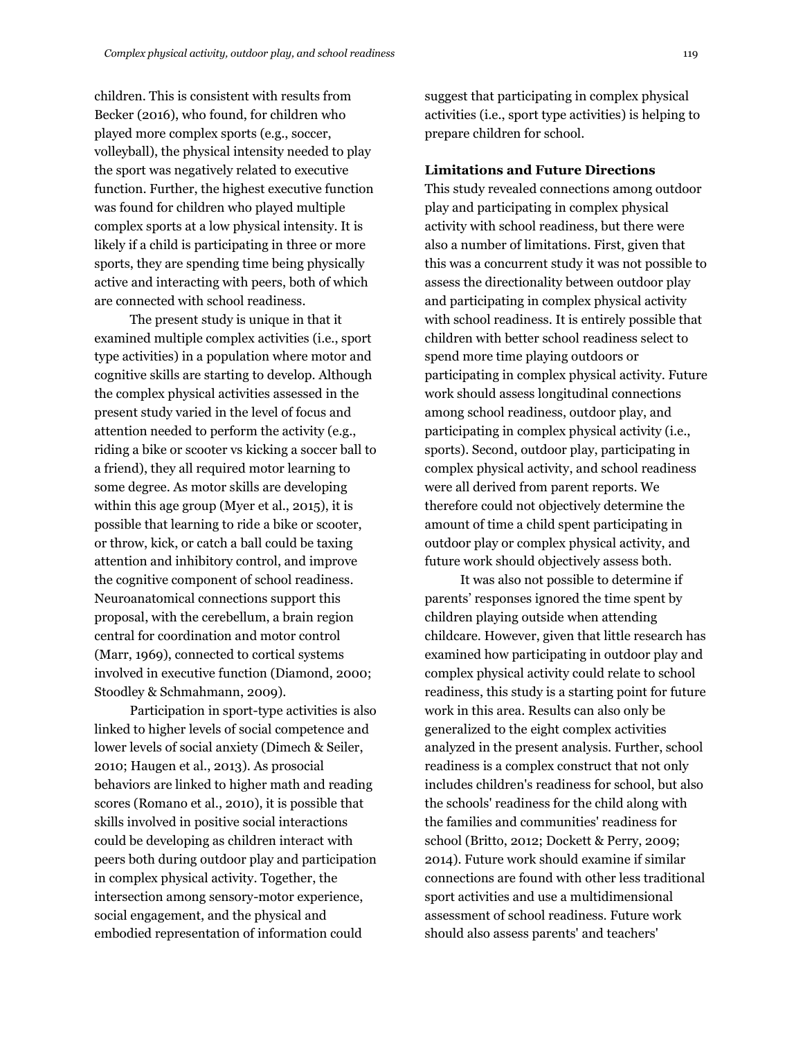children. This is consistent with results from Becker (2016), who found, for children who played more complex sports (e.g., soccer, volleyball), the physical intensity needed to play the sport was negatively related to executive function. Further, the highest executive function was found for children who played multiple complex sports at a low physical intensity. It is likely if a child is participating in three or more sports, they are spending time being physically active and interacting with peers, both of which are connected with school readiness.

The present study is unique in that it examined multiple complex activities (i.e., sport type activities) in a population where motor and cognitive skills are starting to develop. Although the complex physical activities assessed in the present study varied in the level of focus and attention needed to perform the activity (e.g., riding a bike or scooter vs kicking a soccer ball to a friend), they all required motor learning to some degree. As motor skills are developing within this age group (Myer et al., 2015), it is possible that learning to ride a bike or scooter, or throw, kick, or catch a ball could be taxing attention and inhibitory control, and improve the cognitive component of school readiness. Neuroanatomical connections support this proposal, with the cerebellum, a brain region central for coordination and motor control (Marr, 1969), connected to cortical systems involved in executive function (Diamond, 2000; Stoodley & Schmahmann, 2009).

Participation in sport-type activities is also linked to higher levels of social competence and lower levels of social anxiety (Dimech & Seiler, 2010; Haugen et al., 2013). As prosocial behaviors are linked to higher math and reading scores (Romano et al., 2010), it is possible that skills involved in positive social interactions could be developing as children interact with peers both during outdoor play and participation in complex physical activity. Together, the intersection among sensory-motor experience, social engagement, and the physical and embodied representation of information could suggest that participating in complex physical activities (i.e., sport type activities) is helping to prepare children for school.

**Limitations and Future Directions**

This study revealed connections among outdoor play and participating in complex physical activity with school readiness, but there were also a number of limitations. First, given that this was a concurrent study it was not possible to assess the directionality between outdoor play and participating in complex physical activity with school readiness. It is entirely possible that children with better school readiness select to spend more time playing outdoors or participating in complex physical activity. Future work should assess longitudinal connections among school readiness, outdoor play, and participating in complex physical activity (i.e., sports). Second, outdoor play, participating in complex physical activity, and school readiness were all derived from parent reports. We therefore could not objectively determine the amount of time a child spent participating in outdoor play or complex physical activity, and future work should objectively assess both.

It was also not possible to determine if parents' responses ignored the time spent by children playing outside when attending childcare. However, given that little research has examined how participating in outdoor play and complex physical activity could relate to school readiness, this study is a starting point for future work in this area. Results can also only be generalized to the eight complex activities analyzed in the present analysis. Further, school readiness is a complex construct that not only includes children's readiness for school, but also the schools' readiness for the child along with the families and communities' readiness for school (Britto, 2012; Dockett & Perry, 2009; 2014). Future work should examine if similar connections are found with other less traditional sport activities and use a multidimensional assessment of school readiness. Future work should also assess parents' and teachers'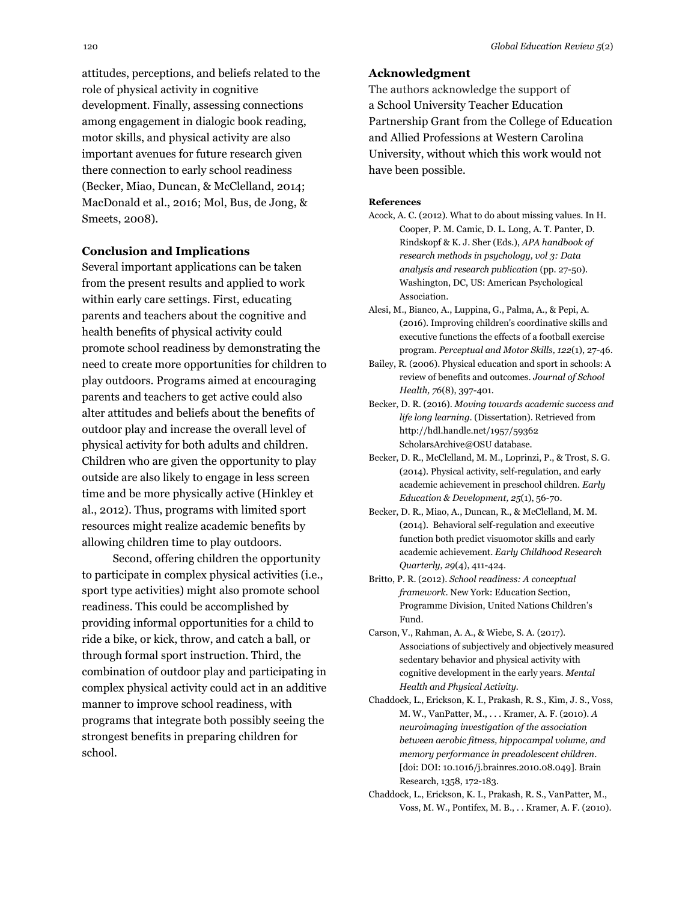attitudes, perceptions, and beliefs related to the role of physical activity in cognitive development. Finally, assessing connections among engagement in dialogic book reading, motor skills, and physical activity are also important avenues for future research given there connection to early school readiness (Becker, Miao, Duncan, & McClelland, 2014; MacDonald et al., 2016; Mol, Bus, de Jong, & Smeets, 2008).

### Conclusion and Implications

Several important applications can be taken from the present results and applied to work within early care settings. First, educating parents and teachers about the cognitive and health benefits of physical activity could promote school readiness by demonstrating the need to create more opportunities for children to play outdoors. Programs aimed at encouraging parents and teachers to get active could also alter attitudes and beliefs about the benefits of outdoor play and increase the overall level of physical activity for both adults and children. Children who are given the opportunity to play outside are also likely to engage in less screen time and be more physically active (Hinkley et al., 2012). Thus, programs with limited sport resources might realize academic benefits by allowing children time to play outdoors.

Second, offering children the opportunity to participate in complex physical activities (i.e., sport type activities) might also promote school readiness. This could be accomplished by providing informal opportunities for a child to ride a bike, or kick, throw, and catch a ball, or through formal sport instruction. Third, the combination of outdoor play and participating in complex physical activity could act in an additive manner to improve school readiness, with programs that integrate both possibly seeing the strongest benefits in preparing children for school.

### Acknowledgment

The authors acknowledge the support of a School University Teacher Education Partnership Grant from the College of Education and Allied Professions at Western Carolina University, without which this work would not have been possible.

#### References

Acock, A. C. (2012). What to do about missing values. In H. Cooper, P. M. Camic, D. L. Long, A. T. Panter, D. Rindskopf & K. J. Sher (Eds.), *APA handbook of research methods in psychology, vol 3: Data analysis and research publication* (pp. 27-50). Washington, DC, US: American Psychological Association.

Alesi, M., Bianco, A., Luppina, G., Palma, A., & Pepi, A. (2016). Improving children's coordinative skills and executive functions the effects of a football exercise program. *Perceptual and Motor Skills, 122*(1), 27-46.

Bailey, R. (2006). Physical education and sport in schools: A review of benefits and outcomes. *Journal of School Health, 76*(8), 397-401.

Becker, D. R. (2016). *Moving towards academic success and life long learning*. (Dissertation). Retrieved from http://hdl.handle.net/1957/59362 ScholarsArchive@OSU database.

Becker, D. R., McClelland, M. M., Loprinzi, P., & Trost, S. G. (2014). Physical activity, self-regulation, and early academic achievement in preschool children. *Early Education & Development, 25*(1), 56-70.

Becker, D. R., Miao, A., Duncan, R., & McClelland, M. M. (2014). Behavioral self-regulation and executive function both predict visuomotor skills and early academic achievement. *Early Childhood Research Quarterly, 29*(4), 411-424.

Britto, P. R. (2012). *School readiness: A conceptual framework*. New York: Education Section, Programme Division, United Nations Children's Fund.

Carson, V., Rahman, A. A., & Wiebe, S. A. (2017). Associations of subjectively and objectively measured sedentary behavior and physical activity with cognitive development in the early years. *Mental Health and Physical Activity.*

Chaddock, L., Erickson, K. I., Prakash, R. S., Kim, J. S., Voss, M. W., VanPatter, M., . . . Kramer, A. F. (2010). *A neuroimaging investigation of the association between aerobic fitness, hippocampal volume, and memory performance in preadolescent children*. [doi: DOI: 10.1016/j.brainres.2010.08.049]. Brain Research, 1358, 172-183.

Chaddock, L., Erickson, K. I., Prakash, R. S., VanPatter, M., Voss, M. W., Pontifex, M. B., . . Kramer, A. F. (2010).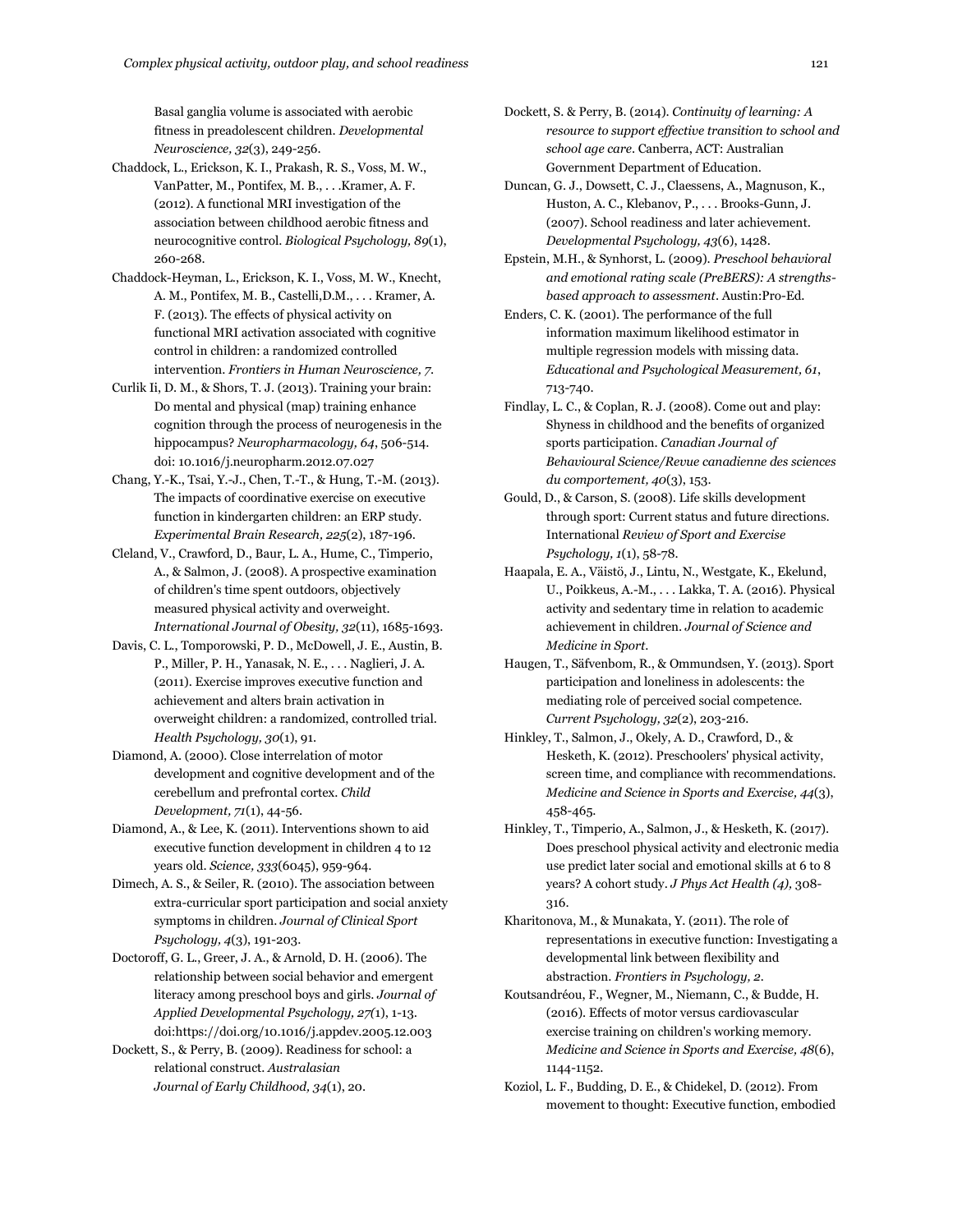Basal ganglia volume is associated with aerobic fitness in preadolescent children. *Developmental Neuroscience, 32*(3), 249-256.

Chaddock, L., Erickson, K. I., Prakash, R. S., Voss, M. W., VanPatter, M., Pontifex, M. B., . . .Kramer, A. F. (2012). A functional MRI investigation of the association between childhood aerobic fitness and neurocognitive control. *Biological Psychology, 89*(1), 260-268.

Chaddock-Heyman, L., Erickson, K. I., Voss, M. W., Knecht, A. M., Pontifex, M. B., Castelli,D.M., . . . Kramer, A. F. (2013). The effects of physical activity on functional MRI activation associated with cognitive control in children: a randomized controlled intervention. *Frontiers in Human Neuroscience, 7*.

Curlik Ii, D. M., & Shors, T. J. (2013). Training your brain: Do mental and physical (map) training enhance cognition through the process of neurogenesis in the hippocampus? *Neuropharmacology, 64*, 506-514. doi: 10.1016/j.neuropharm.2012.07.027

Chang, Y.-K., Tsai, Y.-J., Chen, T.-T., & Hung, T.-M. (2013). The impacts of coordinative exercise on executive function in kindergarten children: an ERP study. *Experimental Brain Research, 225*(2), 187-196.

Cleland, V., Crawford, D., Baur, L. A., Hume, C., Timperio, A., & Salmon, J. (2008). A prospective examination of children's time spent outdoors, objectively measured physical activity and overweight. *International Journal of Obesity, 32*(11), 1685-1693.

Davis, C. L., Tomporowski, P. D., McDowell, J. E., Austin, B. P., Miller, P. H., Yanasak, N. E., . . . Naglieri, J. A. (2011). Exercise improves executive function and achievement and alters brain activation in overweight children: a randomized, controlled trial. *Health Psychology, 30*(1), 91.

Diamond, A. (2000). Close interrelation of motor development and cognitive development and of the cerebellum and prefrontal cortex. *Child Development, 71*(1), 44-56.

Diamond, A., & Lee, K. (2011). Interventions shown to aid executive function development in children 4 to 12 years old. *Science, 333*(6045), 959-964.

Dimech, A. S., & Seiler, R. (2010). The association between extra-curricular sport participation and social anxiety symptoms in children. *Journal of Clinical Sport Psychology, 4*(3), 191-203.

Doctoroff, G. L., Greer, J. A., & Arnold, D. H. (2006). The relationship between social behavior and emergent literacy among preschool boys and girls. *Journal of Applied Developmental Psychology, 27*(1), 1-13. doi:https://doi.org/10.1016/j.appdev.2005.12.003

Dockett, S., & Perry, B. (2009). Readiness for school: a relational construct. *Australasian Journal of Early Childhood, 34*(1), 20.

Dockett, S. & Perry, B. (2014). *Continuity of learning: A resource to support effective transition to school and school age care*. Canberra, ACT: Australian Government Department of Education.

Duncan, G. J., Dowsett, C. J., Claessens, A., Magnuson, K., Huston, A. C., Klebanov, P., . . . Brooks-Gunn, J. (2007). School readiness and later achievement. *Developmental Psychology, 43*(6), 1428.

Epstein, M.H., & Synhorst, L. (2009). *Preschool behavioral and emotional rating scale (PreBERS): A strengths-based approach to assessment*. Austin:Pro-Ed.

Enders, C. K. (2001). The performance of the full information maximum likelihood estimator in multiple regression models with missing data. *Educational and Psychological Measurement, 61*, 713-740.

Findlay, L. C., & Coplan, R. J. (2008). Come out and play: Shyness in childhood and the benefits of organized sports participation. *Canadian Journal of Behavioural Science/Revue canadienne des sciences du comportement, 40*(3), 153.

Gould, D., & Carson, S. (2008). Life skills development through sport: Current status and future directions. International *Review of Sport and Exercise Psychology, 1*(1), 58-78.

Haapala, E. A., Väistö, J., Lintu, N., Westgate, K., Ekelund, U., Poikkeus, A.-M., . . . Lakka, T. A. (2016). Physical activity and sedentary time in relation to academic achievement in children. *Journal of Science and Medicine in Sport*.

Haugen, T., Säfvenbom, R., & Ommundsen, Y. (2013). Sport participation and loneliness in adolescents: the mediating role of perceived social competence. *Current Psychology, 32*(2), 203-216.

Hinkley, T., Salmon, J., Okely, A. D., Crawford, D., & Hesketh, K. (2012). Preschoolers' physical activity, screen time, and compliance with recommendations. *Medicine and Science in Sports and Exercise, 44*(3), 458-465.

Hinkley, T., Timperio, A., Salmon, J., & Hesketh, K. (2017). Does preschool physical activity and electronic media use predict later social and emotional skills at 6 to 8 years? A cohort study. *J Phys Act Health (4),* 308-316.

Kharitonova, M., & Munakata, Y. (2011). The role of representations in executive function: Investigating a developmental link between flexibility and abstraction. *Frontiers in Psychology, 2*.

Koutsandréou, F., Wegner, M., Niemann, C., & Budde, H. (2016). Effects of motor versus cardiovascular exercise training on children's working memory. *Medicine and Science in Sports and Exercise, 48*(6), 1144-1152.

Koziol, L. F., Budding, D. E., & Chidekel, D. (2012). From movement to thought: Executive function, embodied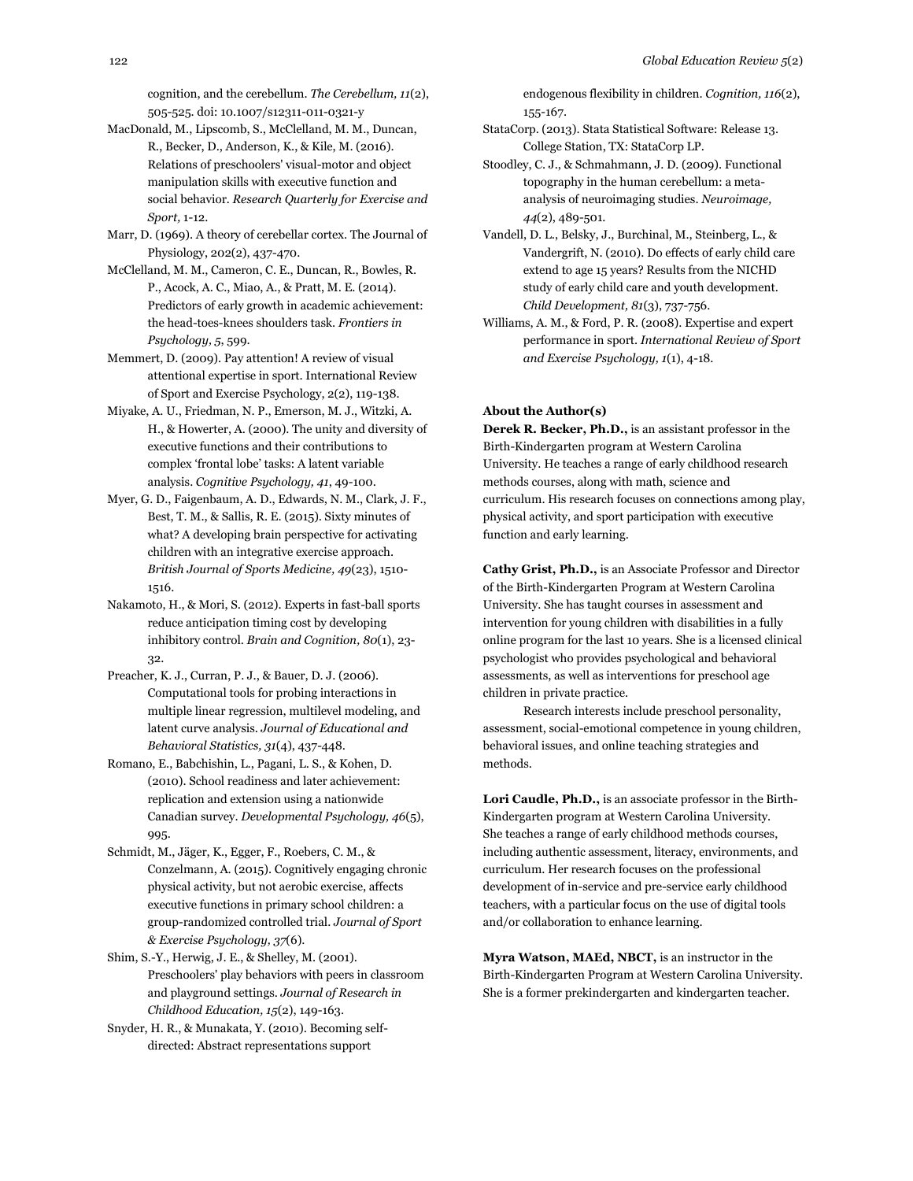cognition, and the cerebellum. *The Cerebellum, 11*(2), 505-525. doi: 10.1007/s12311-011-0321-y

MacDonald, M., Lipscomb, S., McClelland, M. M., Duncan, R., Becker, D., Anderson, K., & Kile, M. (2016). Relations of preschoolers' visual-motor and object manipulation skills with executive function and social behavior. *Research Quarterly for Exercise and Sport,* 1-12.

Marr, D. (1969). A theory of cerebellar cortex. The Journal of Physiology, 202(2), 437-470.

McClelland, M. M., Cameron, C. E., Duncan, R., Bowles, R. P., Acock, A. C., Miao, A., & Pratt, M. E. (2014). Predictors of early growth in academic achievement: the head-toes-knees shoulders task. *Frontiers in Psychology, 5,* 599.

Memmert, D. (2009). Pay attention! A review of visual attentional expertise in sport. International Review of Sport and Exercise Psychology, 2(2), 119-138.

Miyake, A. U., Friedman, N. P., Emerson, M. J., Witzki, A. H., & Howerter, A. (2000). The unity and diversity of executive functions and their contributions to complex 'frontal lobe' tasks: A latent variable analysis. *Cognitive Psychology, 41*, 49-100.

Myer, G. D., Faigenbaum, A. D., Edwards, N. M., Clark, J. F., Best, T. M., & Sallis, R. E. (2015). Sixty minutes of what? A developing brain perspective for activating children with an integrative exercise approach. *British Journal of Sports Medicine, 49*(23), 1510-1516.

Nakamoto, H., & Mori, S. (2012). Experts in fast-ball sports reduce anticipation timing cost by developing inhibitory control. *Brain and Cognition, 80*(1), 23-32.

Preacher, K. J., Curran, P. J., & Bauer, D. J. (2006). Computational tools for probing interactions in multiple linear regression, multilevel modeling, and latent curve analysis. *Journal of Educational and Behavioral Statistics, 31*(4), 437-448.

Romano, E., Babchishin, L., Pagani, L. S., & Kohen, D. (2010). School readiness and later achievement: replication and extension using a nationwide Canadian survey. *Developmental Psychology, 46*(5), 995.

Schmidt, M., Jäger, K., Egger, F., Roebers, C. M., & Conzelmann, A. (2015). Cognitively engaging chronic physical activity, but not aerobic exercise, affects executive functions in primary school children: a group-randomized controlled trial. *Journal of Sport & Exercise Psychology, 37*(6).

Shim, S.-Y., Herwig, J. E., & Shelley, M. (2001). Preschoolers' play behaviors with peers in classroom and playground settings. *Journal of Research in Childhood Education, 15*(2), 149-163.

Snyder, H. R., & Munakata, Y. (2010). Becoming self-directed: Abstract representations support endogenous flexibility in children. *Cognition, 116*(2), 155-167.

StataCorp. (2013). Stata Statistical Software: Release 13. College Station, TX: StataCorp LP.

Stoodley, C. J., & Schmahmann, J. D. (2009). Functional topography in the human cerebellum: a meta-analysis of neuroimaging studies. *Neuroimage, 44*(2), 489-501.

Vandell, D. L., Belsky, J., Burchinal, M., Steinberg, L., & Vandergrift, N. (2010). Do effects of early child care extend to age 15 years? Results from the NICHD study of early child care and youth development. *Child Development, 81*(3), 737-756.

Williams, A. M., & Ford, P. R. (2008). Expertise and expert performance in sport. *International Review of Sport and Exercise Psychology, 1*(1), 4-18.

**About the Author(s)**

**Derek R. Becker, Ph.D.,** is an assistant professor in the Birth-Kindergarten program at Western Carolina University. He teaches a range of early childhood research methods courses, along with math, science and curriculum. His research focuses on connections among play, physical activity, and sport participation with executive function and early learning.

**Cathy Grist, Ph.D.,** is an Associate Professor and Director of the Birth-Kindergarten Program at Western Carolina University. She has taught courses in assessment and intervention for young children with disabilities in a fully online program for the last 10 years. She is a licensed clinical psychologist who provides psychological and behavioral assessments, as well as interventions for preschool age children in private practice.

Research interests include preschool personality, assessment, social-emotional competence in young children, behavioral issues, and online teaching strategies and methods.

**Lori Caudle, Ph.D.,** is an associate professor in the Birth-Kindergarten program at Western Carolina University. She teaches a range of early childhood methods courses, including authentic assessment, literacy, environments, and curriculum. Her research focuses on the professional development of in-service and pre-service early childhood teachers, with a particular focus on the use of digital tools and/or collaboration to enhance learning.

**Myra Watson, MAEd, NBCT,** is an instructor in the Birth-Kindergarten Program at Western Carolina University. She is a former prekindergarten and kindergarten teacher.